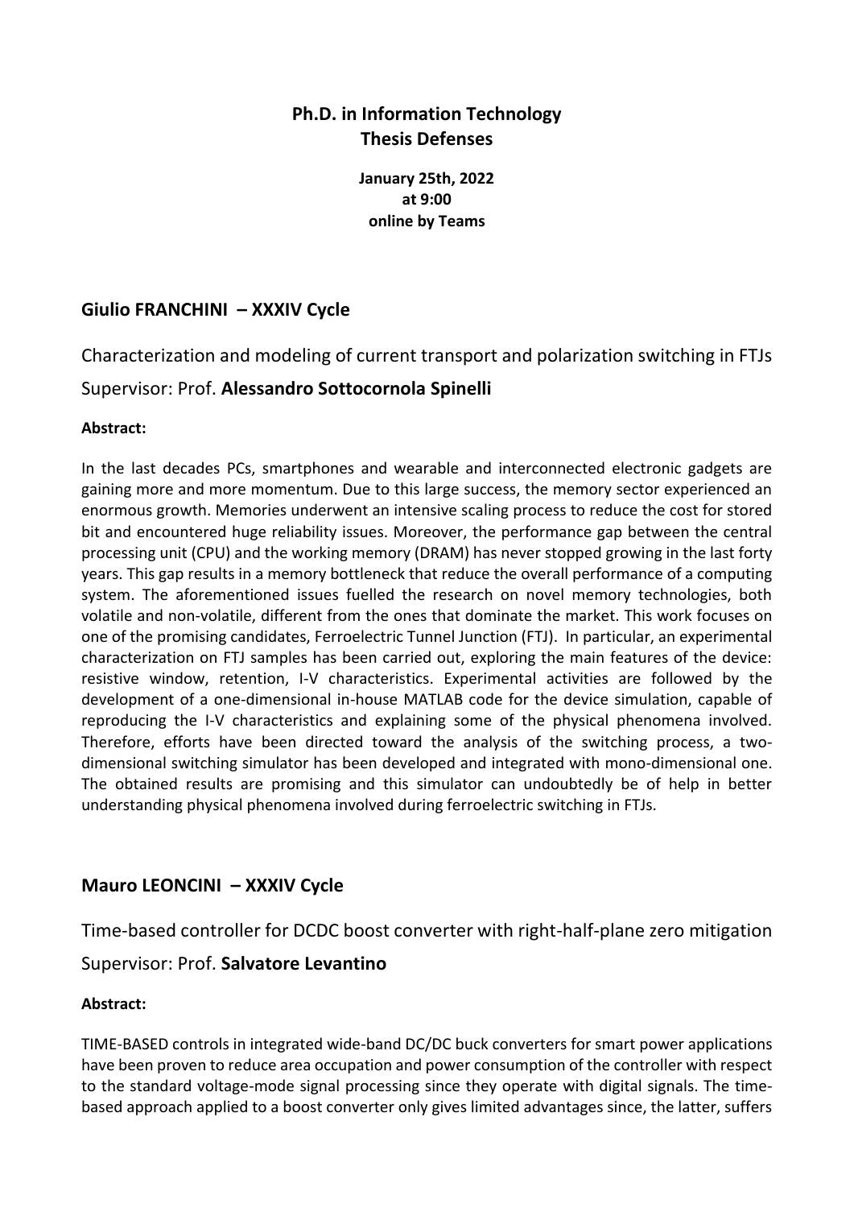# Ph.D. in Information Technology
# Thesis Defenses

**January 25th, 2022**
**at 9:00**
**online by Teams**

## Giulio FRANCHINI – XXXIV Cycle

Characterization and modeling of current transport and polarization switching in FTJs

Supervisor: Prof. **Alessandro Sottocornola Spinelli**

**Abstract:**

In the last decades PCs, smartphones and wearable and interconnected electronic gadgets are gaining more and more momentum. Due to this large success, the memory sector experienced an enormous growth. Memories underwent an intensive scaling process to reduce the cost for stored bit and encountered huge reliability issues. Moreover, the performance gap between the central processing unit (CPU) and the working memory (DRAM) has never stopped growing in the last forty years. This gap results in a memory bottleneck that reduce the overall performance of a computing system. The aforementioned issues fuelled the research on novel memory technologies, both volatile and non-volatile, different from the ones that dominate the market. This work focuses on one of the promising candidates, Ferroelectric Tunnel Junction (FTJ). In particular, an experimental characterization on FTJ samples has been carried out, exploring the main features of the device: resistive window, retention, I-V characteristics. Experimental activities are followed by the development of a one-dimensional in-house MATLAB code for the device simulation, capable of reproducing the I-V characteristics and explaining some of the physical phenomena involved. Therefore, efforts have been directed toward the analysis of the switching process, a two-dimensional switching simulator has been developed and integrated with mono-dimensional one. The obtained results are promising and this simulator can undoubtedly be of help in better understanding physical phenomena involved during ferroelectric switching in FTJs.

## Mauro LEONCINI – XXXIV Cycle

Time-based controller for DCDC boost converter with right-half-plane zero mitigation

Supervisor: Prof. **Salvatore Levantino**

**Abstract:**

TIME-BASED controls in integrated wide-band DC/DC buck converters for smart power applications have been proven to reduce area occupation and power consumption of the controller with respect to the standard voltage-mode signal processing since they operate with digital signals. The time-based approach applied to a boost converter only gives limited advantages since, the latter, suffers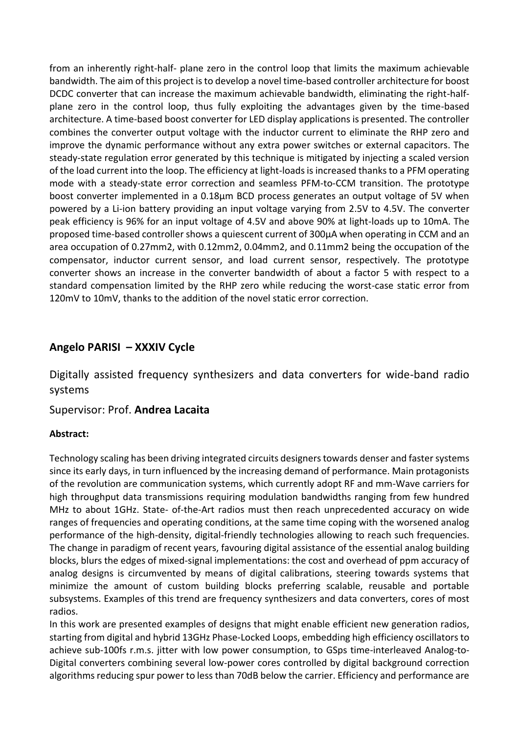from an inherently right-half- plane zero in the control loop that limits the maximum achievable bandwidth. The aim of this project is to develop a novel time-based controller architecture for boost DCDC converter that can increase the maximum achievable bandwidth, eliminating the right-half-plane zero in the control loop, thus fully exploiting the advantages given by the time-based architecture. A time-based boost converter for LED display applications is presented. The controller combines the converter output voltage with the inductor current to eliminate the RHP zero and improve the dynamic performance without any extra power switches or external capacitors. The steady-state regulation error generated by this technique is mitigated by injecting a scaled version of the load current into the loop. The efficiency at light-loads is increased thanks to a PFM operating mode with a steady-state error correction and seamless PFM-to-CCM transition. The prototype boost converter implemented in a 0.18µm BCD process generates an output voltage of 5V when powered by a Li-ion battery providing an input voltage varying from 2.5V to 4.5V. The converter peak efficiency is 96% for an input voltage of 4.5V and above 90% at light-loads up to 10mA. The proposed time-based controller shows a quiescent current of 300µA when operating in CCM and an area occupation of 0.27mm2, with 0.12mm2, 0.04mm2, and 0.11mm2 being the occupation of the compensator, inductor current sensor, and load current sensor, respectively. The prototype converter shows an increase in the converter bandwidth of about a factor 5 with respect to a standard compensation limited by the RHP zero while reducing the worst-case static error from 120mV to 10mV, thanks to the addition of the novel static error correction.

## Angelo PARISI – XXXIV Cycle

Digitally assisted frequency synthesizers and data converters for wide-band radio systems

Supervisor: Prof. **Andrea Lacaita**

**Abstract:**

Technology scaling has been driving integrated circuits designers towards denser and faster systems since its early days, in turn influenced by the increasing demand of performance. Main protagonists of the revolution are communication systems, which currently adopt RF and mm-Wave carriers for high throughput data transmissions requiring modulation bandwidths ranging from few hundred MHz to about 1GHz. State- of-the-Art radios must then reach unprecedented accuracy on wide ranges of frequencies and operating conditions, at the same time coping with the worsened analog performance of the high-density, digital-friendly technologies allowing to reach such frequencies. The change in paradigm of recent years, favouring digital assistance of the essential analog building blocks, blurs the edges of mixed-signal implementations: the cost and overhead of ppm accuracy of analog designs is circumvented by means of digital calibrations, steering towards systems that minimize the amount of custom building blocks preferring scalable, reusable and portable subsystems. Examples of this trend are frequency synthesizers and data converters, cores of most radios.

In this work are presented examples of designs that might enable efficient new generation radios, starting from digital and hybrid 13GHz Phase-Locked Loops, embedding high efficiency oscillators to achieve sub-100fs r.m.s. jitter with low power consumption, to GSps time-interleaved Analog-to-Digital converters combining several low-power cores controlled by digital background correction algorithms reducing spur power to less than 70dB below the carrier. Efficiency and performance are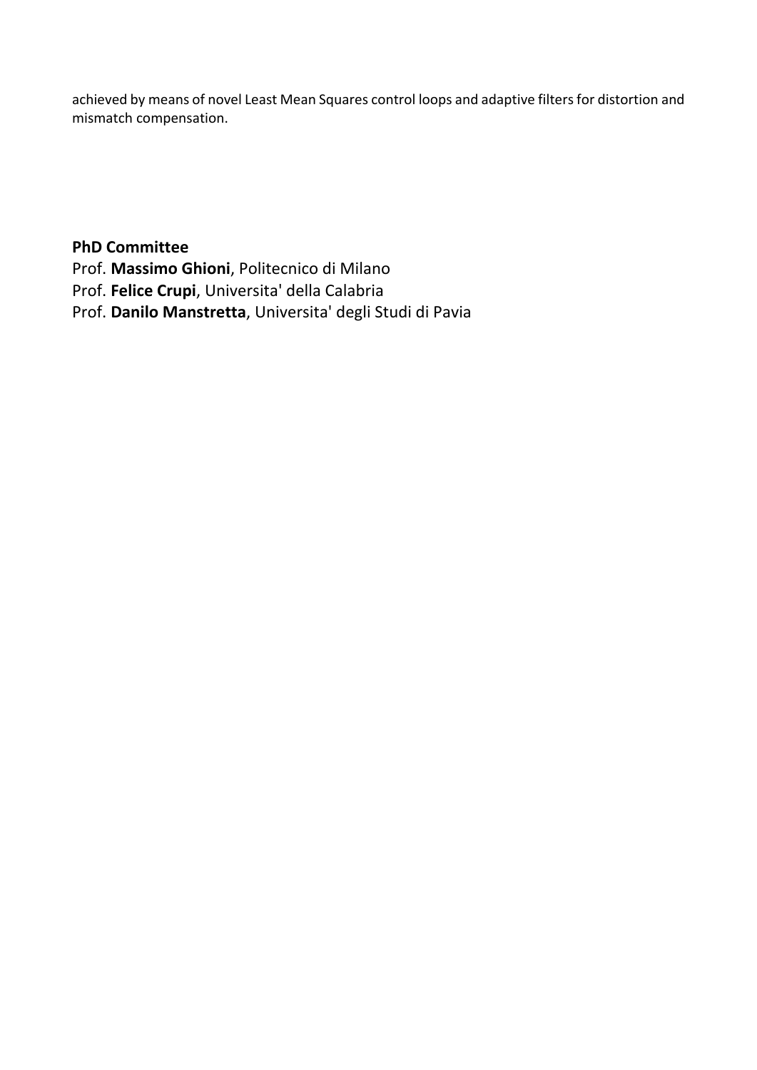achieved by means of novel Least Mean Squares control loops and adaptive filters for distortion and mismatch compensation.

**PhD Committee**

Prof. **Massimo Ghioni**, Politecnico di Milano
Prof. **Felice Crupi**, Universita' della Calabria
Prof. **Danilo Manstretta**, Universita' degli Studi di Pavia